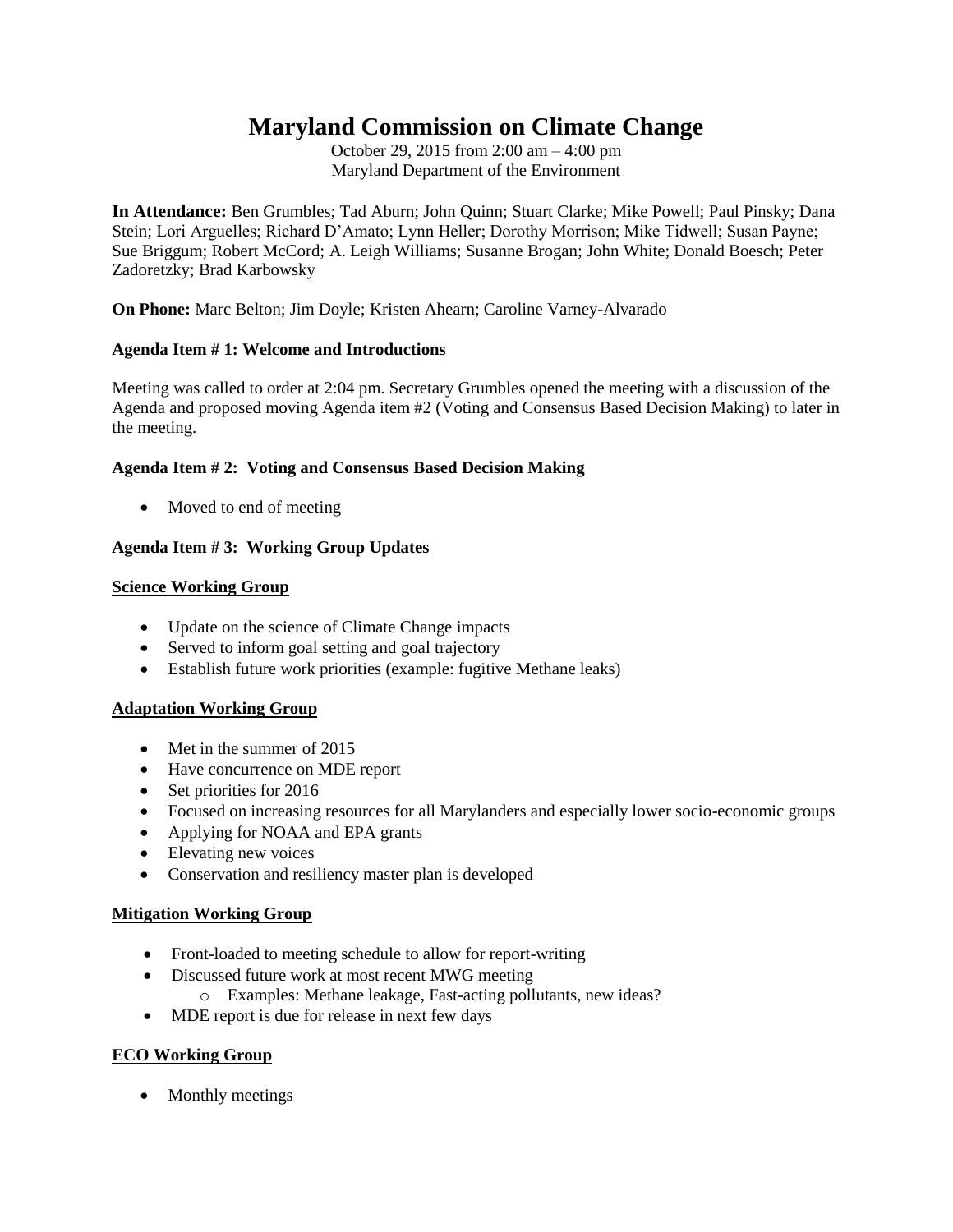# Maryland Commission on Climate Change

October 29, 2015 from 2:00 am – 4:00 pm
Maryland Department of the Environment

**In Attendance:** Ben Grumbles; Tad Aburn; John Quinn; Stuart Clarke; Mike Powell; Paul Pinsky; Dana Stein; Lori Arguelles; Richard D'Amato; Lynn Heller; Dorothy Morrison; Mike Tidwell; Susan Payne; Sue Briggum; Robert McCord; A. Leigh Williams; Susanne Brogan; John White; Donald Boesch; Peter Zadoretzky; Brad Karbowsky

**On Phone:** Marc Belton; Jim Doyle; Kristen Ahearn; Caroline Varney-Alvarado

### Agenda Item # 1: Welcome and Introductions

Meeting was called to order at 2:04 pm. Secretary Grumbles opened the meeting with a discussion of the Agenda and proposed moving Agenda item #2 (Voting and Consensus Based Decision Making) to later in the meeting.

### Agenda Item # 2: Voting and Consensus Based Decision Making

- Moved to end of meeting

### Agenda Item # 3: Working Group Updates

**Science Working Group**

- Update on the science of Climate Change impacts
- Served to inform goal setting and goal trajectory
- Establish future work priorities (example: fugitive Methane leaks)

**Adaptation Working Group**

- Met in the summer of 2015
- Have concurrence on MDE report
- Set priorities for 2016
- Focused on increasing resources for all Marylanders and especially lower socio-economic groups
- Applying for NOAA and EPA grants
- Elevating new voices
- Conservation and resiliency master plan is developed

**Mitigation Working Group**

- Front-loaded to meeting schedule to allow for report-writing
- Discussed future work at most recent MWG meeting
    - Examples: Methane leakage, Fast-acting pollutants, new ideas?
- MDE report is due for release in next few days

**ECO Working Group**

- Monthly meetings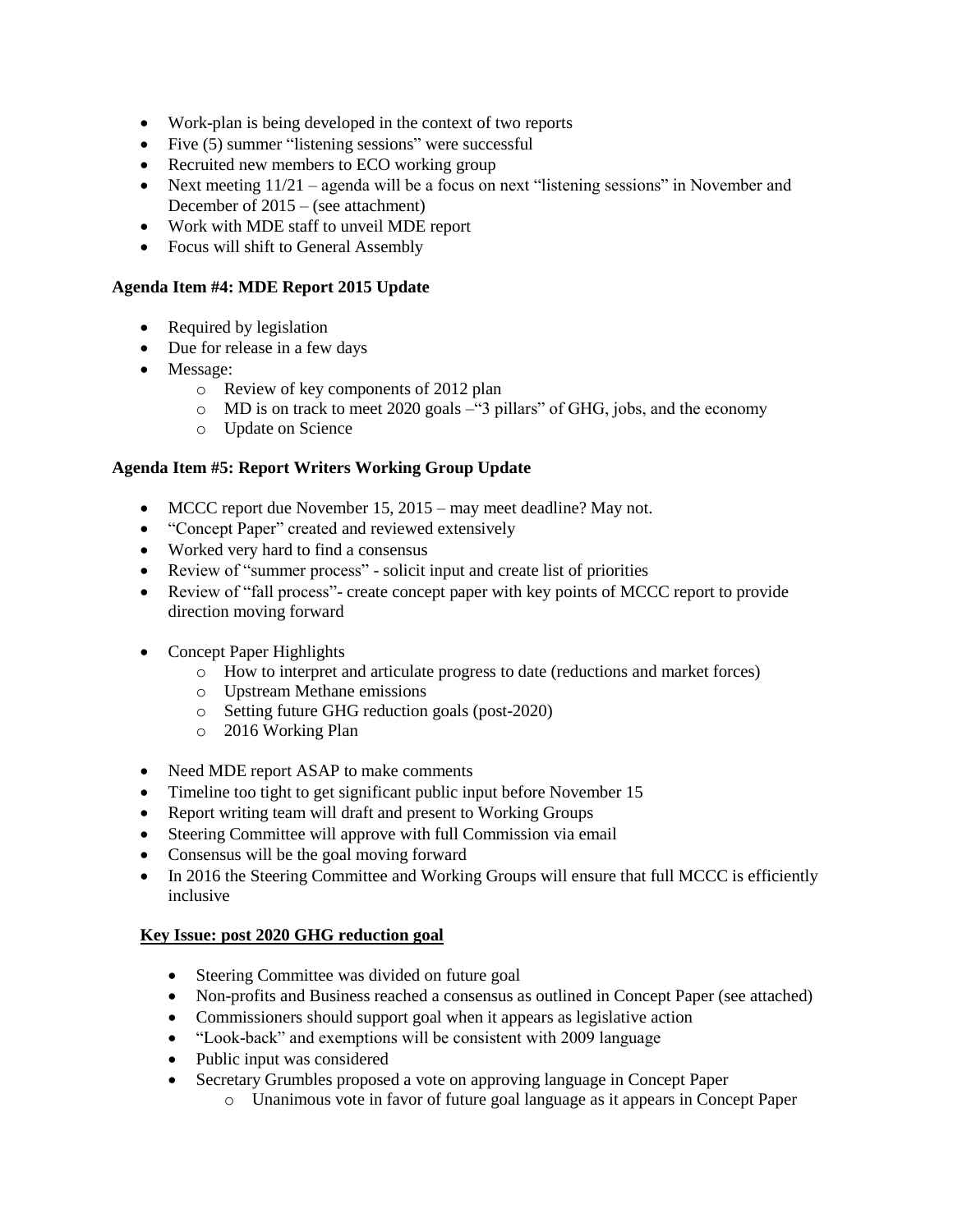- Work-plan is being developed in the context of two reports
- Five (5) summer "listening sessions" were successful
- Recruited new members to ECO working group
- Next meeting 11/21 – agenda will be a focus on next "listening sessions" in November and December of 2015 – (see attachment)
- Work with MDE staff to unveil MDE report
- Focus will shift to General Assembly

**Agenda Item #4: MDE Report 2015 Update**

- Required by legislation
- Due for release in a few days
- Message:
    - Review of key components of 2012 plan
    - MD is on track to meet 2020 goals –"3 pillars" of GHG, jobs, and the economy
    - Update on Science

**Agenda Item #5: Report Writers Working Group Update**

- MCCC report due November 15, 2015 – may meet deadline? May not.
- "Concept Paper" created and reviewed extensively
- Worked very hard to find a consensus
- Review of "summer process" - solicit input and create list of priorities
- Review of "fall process"- create concept paper with key points of MCCC report to provide direction moving forward

- Concept Paper Highlights
    - How to interpret and articulate progress to date (reductions and market forces)
    - Upstream Methane emissions
    - Setting future GHG reduction goals (post-2020)
    - 2016 Working Plan

- Need MDE report ASAP to make comments
- Timeline too tight to get significant public input before November 15
- Report writing team will draft and present to Working Groups
- Steering Committee will approve with full Commission via email
- Consensus will be the goal moving forward
- In 2016 the Steering Committee and Working Groups will ensure that full MCCC is efficiently inclusive

**Key Issue: post 2020 GHG reduction goal**

- Steering Committee was divided on future goal
- Non-profits and Business reached a consensus as outlined in Concept Paper (see attached)
- Commissioners should support goal when it appears as legislative action
- "Look-back" and exemptions will be consistent with 2009 language
- Public input was considered
- Secretary Grumbles proposed a vote on approving language in Concept Paper
    - Unanimous vote in favor of future goal language as it appears in Concept Paper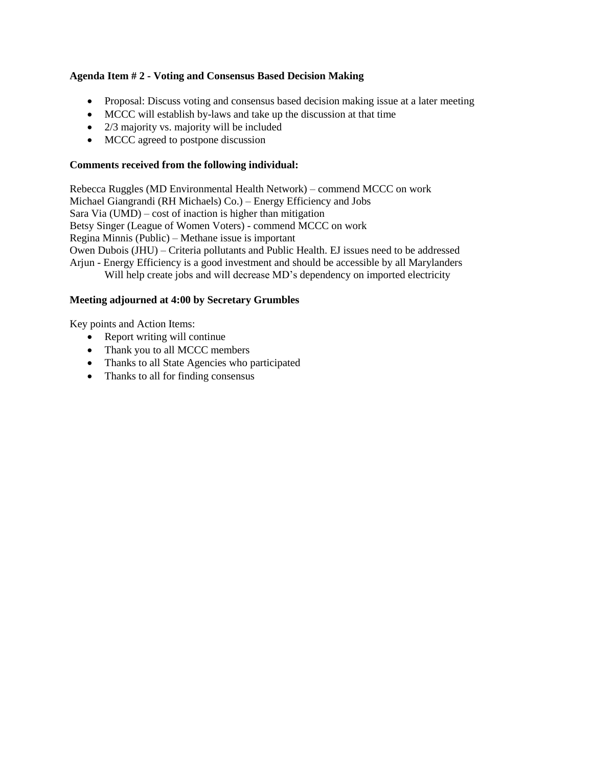**Agenda Item # 2 - Voting and Consensus Based Decision Making**

- Proposal: Discuss voting and consensus based decision making issue at a later meeting
- MCCC will establish by-laws and take up the discussion at that time
- 2/3 majority vs. majority will be included
- MCCC agreed to postpone discussion

**Comments received from the following individual:**

Rebecca Ruggles (MD Environmental Health Network) – commend MCCC on work
Michael Giangrandi (RH Michaels) Co.) – Energy Efficiency and Jobs
Sara Via (UMD) – cost of inaction is higher than mitigation
Betsy Singer (League of Women Voters) - commend MCCC on work
Regina Minnis (Public) – Methane issue is important
Owen Dubois (JHU) – Criteria pollutants and Public Health. EJ issues need to be addressed
Arjun - Energy Efficiency is a good investment and should be accessible by all Marylanders
Will help create jobs and will decrease MD's dependency on imported electricity

**Meeting adjourned at 4:00 by Secretary Grumbles**

Key points and Action Items:

- Report writing will continue
- Thank you to all MCCC members
- Thanks to all State Agencies who participated
- Thanks to all for finding consensus